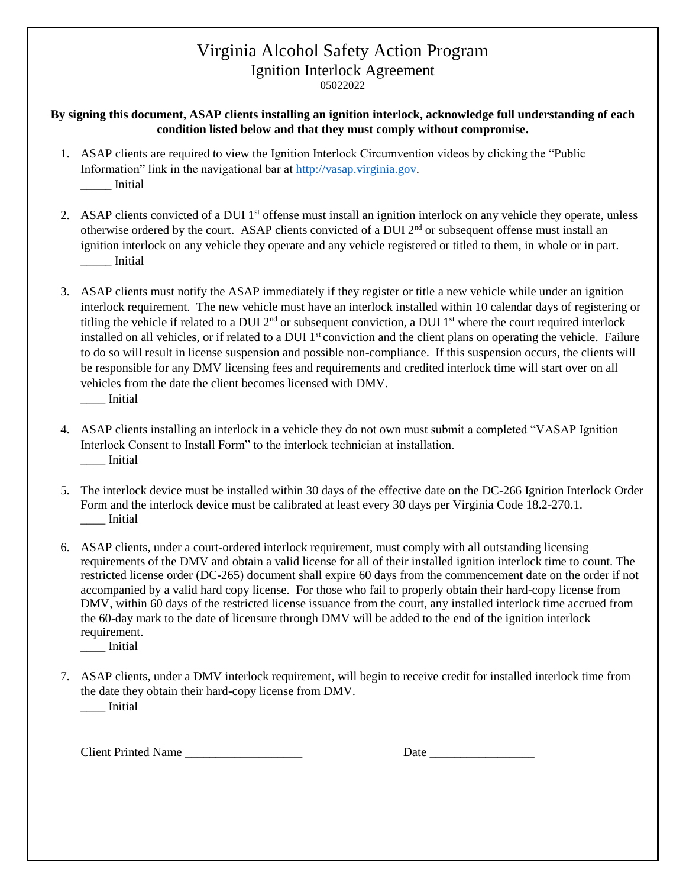# Virginia Alcohol Safety Action Program

## Ignition Interlock Agreement

05022022

**By signing this document, ASAP clients installing an ignition interlock, acknowledge full understanding of each condition listed below and that they must comply without compromise.**

1. ASAP clients are required to view the Ignition Interlock Circumvention videos by clicking the "Public Information" link in the navigational bar at http://vasap.virginia.gov.
   _____ Initial

2. ASAP clients convicted of a DUI 1st offense must install an ignition interlock on any vehicle they operate, unless otherwise ordered by the court. ASAP clients convicted of a DUI 2nd or subsequent offense must install an ignition interlock on any vehicle they operate and any vehicle registered or titled to them, in whole or in part.
   _____ Initial

3. ASAP clients must notify the ASAP immediately if they register or title a new vehicle while under an ignition interlock requirement. The new vehicle must have an interlock installed within 10 calendar days of registering or titling the vehicle if related to a DUI 2nd or subsequent conviction, a DUI 1st where the court required interlock installed on all vehicles, or if related to a DUI 1st conviction and the client plans on operating the vehicle. Failure to do so will result in license suspension and possible non-compliance. If this suspension occurs, the clients will be responsible for any DMV licensing fees and requirements and credited interlock time will start over on all vehicles from the date the client becomes licensed with DMV.
   ____ Initial

4. ASAP clients installing an interlock in a vehicle they do not own must submit a completed "VASAP Ignition Interlock Consent to Install Form" to the interlock technician at installation.
   ____ Initial

5. The interlock device must be installed within 30 days of the effective date on the DC-266 Ignition Interlock Order Form and the interlock device must be calibrated at least every 30 days per Virginia Code 18.2-270.1.
   ____ Initial

6. ASAP clients, under a court-ordered interlock requirement, must comply with all outstanding licensing requirements of the DMV and obtain a valid license for all of their installed ignition interlock time to count. The restricted license order (DC-265) document shall expire 60 days from the commencement date on the order if not accompanied by a valid hard copy license. For those who fail to properly obtain their hard-copy license from DMV, within 60 days of the restricted license issuance from the court, any installed interlock time accrued from the 60-day mark to the date of licensure through DMV will be added to the end of the ignition interlock requirement.
   ____ Initial

7. ASAP clients, under a DMV interlock requirement, will begin to receive credit for installed interlock time from the date they obtain their hard-copy license from DMV.
   ____ Initial

Client Printed Name ___________________ Date _________________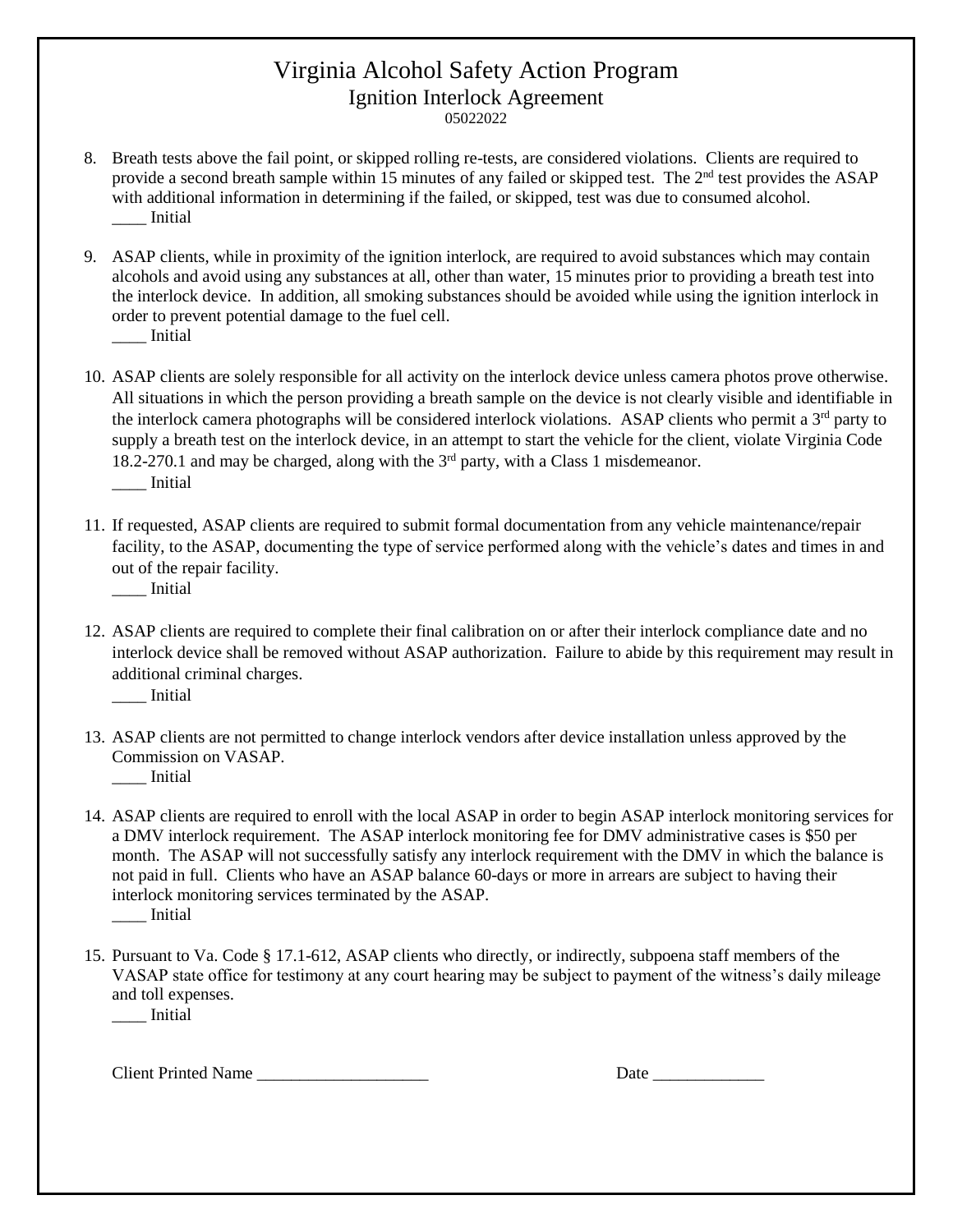# Virginia Alcohol Safety Action Program

## Ignition Interlock Agreement

05022022

8. Breath tests above the fail point, or skipped rolling re-tests, are considered violations. Clients are required to provide a second breath sample within 15 minutes of any failed or skipped test. The 2nd test provides the ASAP with additional information in determining if the failed, or skipped, test was due to consumed alcohol.
   ____ Initial

9. ASAP clients, while in proximity of the ignition interlock, are required to avoid substances which may contain alcohols and avoid using any substances at all, other than water, 15 minutes prior to providing a breath test into the interlock device. In addition, all smoking substances should be avoided while using the ignition interlock in order to prevent potential damage to the fuel cell.
   ____ Initial

10. ASAP clients are solely responsible for all activity on the interlock device unless camera photos prove otherwise. All situations in which the person providing a breath sample on the device is not clearly visible and identifiable in the interlock camera photographs will be considered interlock violations. ASAP clients who permit a 3rd party to supply a breath test on the interlock device, in an attempt to start the vehicle for the client, violate Virginia Code 18.2-270.1 and may be charged, along with the 3rd party, with a Class 1 misdemeanor.
    ____ Initial

11. If requested, ASAP clients are required to submit formal documentation from any vehicle maintenance/repair facility, to the ASAP, documenting the type of service performed along with the vehicle's dates and times in and out of the repair facility.
    ____ Initial

12. ASAP clients are required to complete their final calibration on or after their interlock compliance date and no interlock device shall be removed without ASAP authorization. Failure to abide by this requirement may result in additional criminal charges.
    ____ Initial

13. ASAP clients are not permitted to change interlock vendors after device installation unless approved by the Commission on VASAP.
    ____ Initial

14. ASAP clients are required to enroll with the local ASAP in order to begin ASAP interlock monitoring services for a DMV interlock requirement. The ASAP interlock monitoring fee for DMV administrative cases is $50 per month. The ASAP will not successfully satisfy any interlock requirement with the DMV in which the balance is not paid in full. Clients who have an ASAP balance 60-days or more in arrears are subject to having their interlock monitoring services terminated by the ASAP.
    ____ Initial

15. Pursuant to Va. Code § 17.1-612, ASAP clients who directly, or indirectly, subpoena staff members of the VASAP state office for testimony at any court hearing may be subject to payment of the witness's daily mileage and toll expenses.
    ____ Initial

Client Printed Name ____________________ Date _____________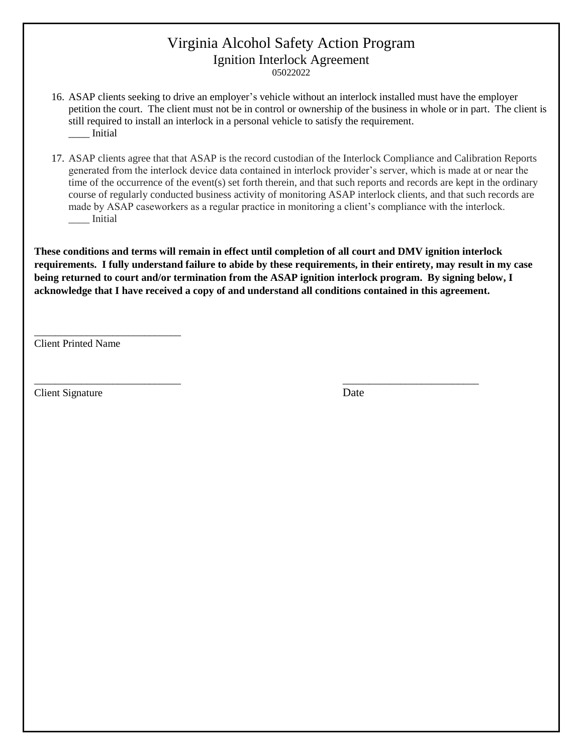# Virginia Alcohol Safety Action Program

## Ignition Interlock Agreement

05022022

16. ASAP clients seeking to drive an employer's vehicle without an interlock installed must have the employer petition the court. The client must not be in control or ownership of the business in whole or in part. The client is still required to install an interlock in a personal vehicle to satisfy the requirement.
____ Initial

17. ASAP clients agree that that ASAP is the record custodian of the Interlock Compliance and Calibration Reports generated from the interlock device data contained in interlock provider's server, which is made at or near the time of the occurrence of the event(s) set forth therein, and that such reports and records are kept in the ordinary course of regularly conducted business activity of monitoring ASAP interlock clients, and that such records are made by ASAP caseworkers as a regular practice in monitoring a client's compliance with the interlock.
____ Initial

**These conditions and terms will remain in effect until completion of all court and DMV ignition interlock requirements. I fully understand failure to abide by these requirements, in their entirety, may result in my case being returned to court and/or termination from the ASAP ignition interlock program. By signing below, I acknowledge that I have received a copy of and understand all conditions contained in this agreement.**

____________________________
Client Printed Name

____________________________ ____________________________
Client Signature Date